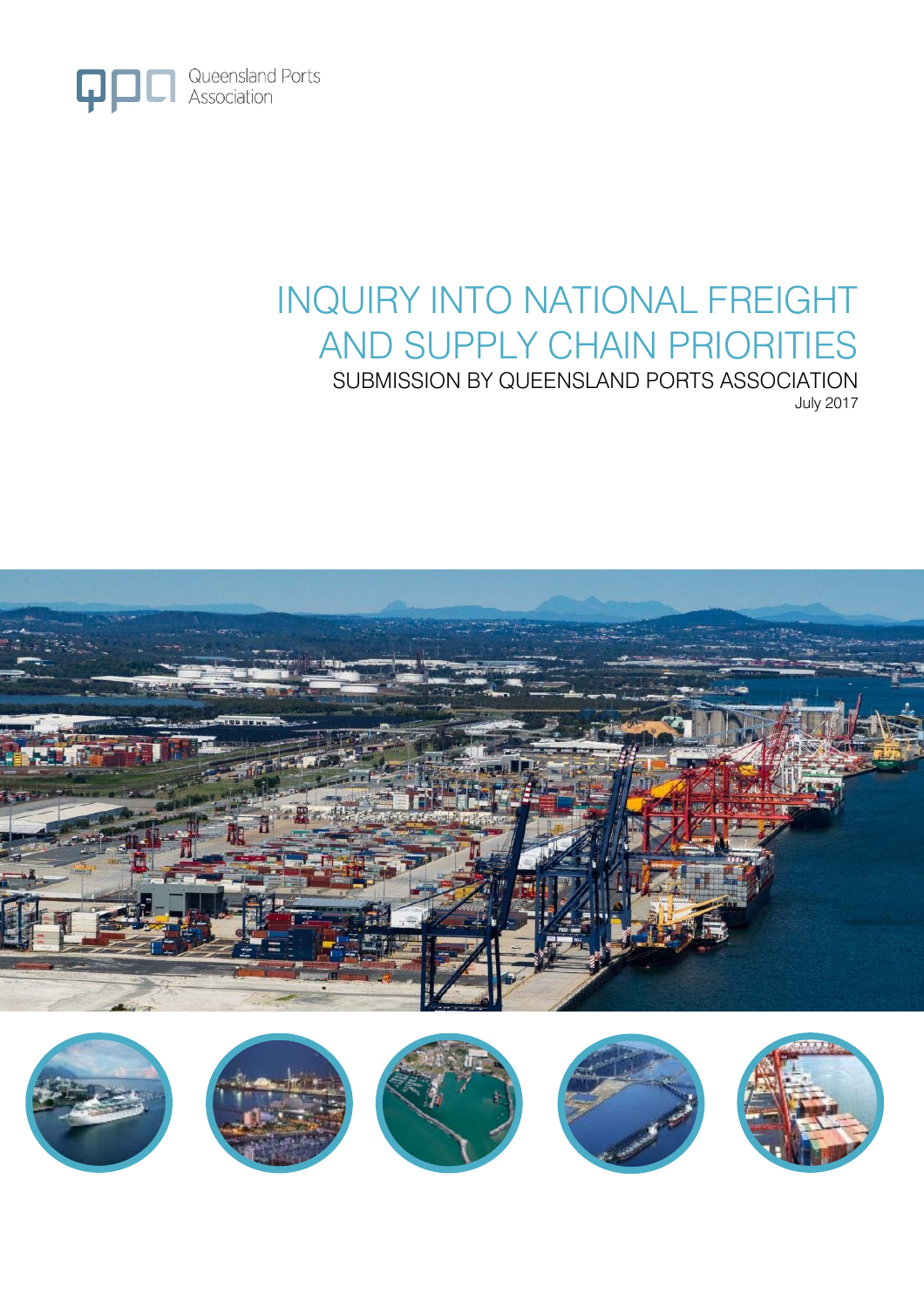Queensland Ports Association

# INQUIRY INTO NATIONAL FREIGHT AND SUPPLY CHAIN PRIORITIES

## SUBMISSION BY QUEENSLAND PORTS ASSOCIATION

July 2017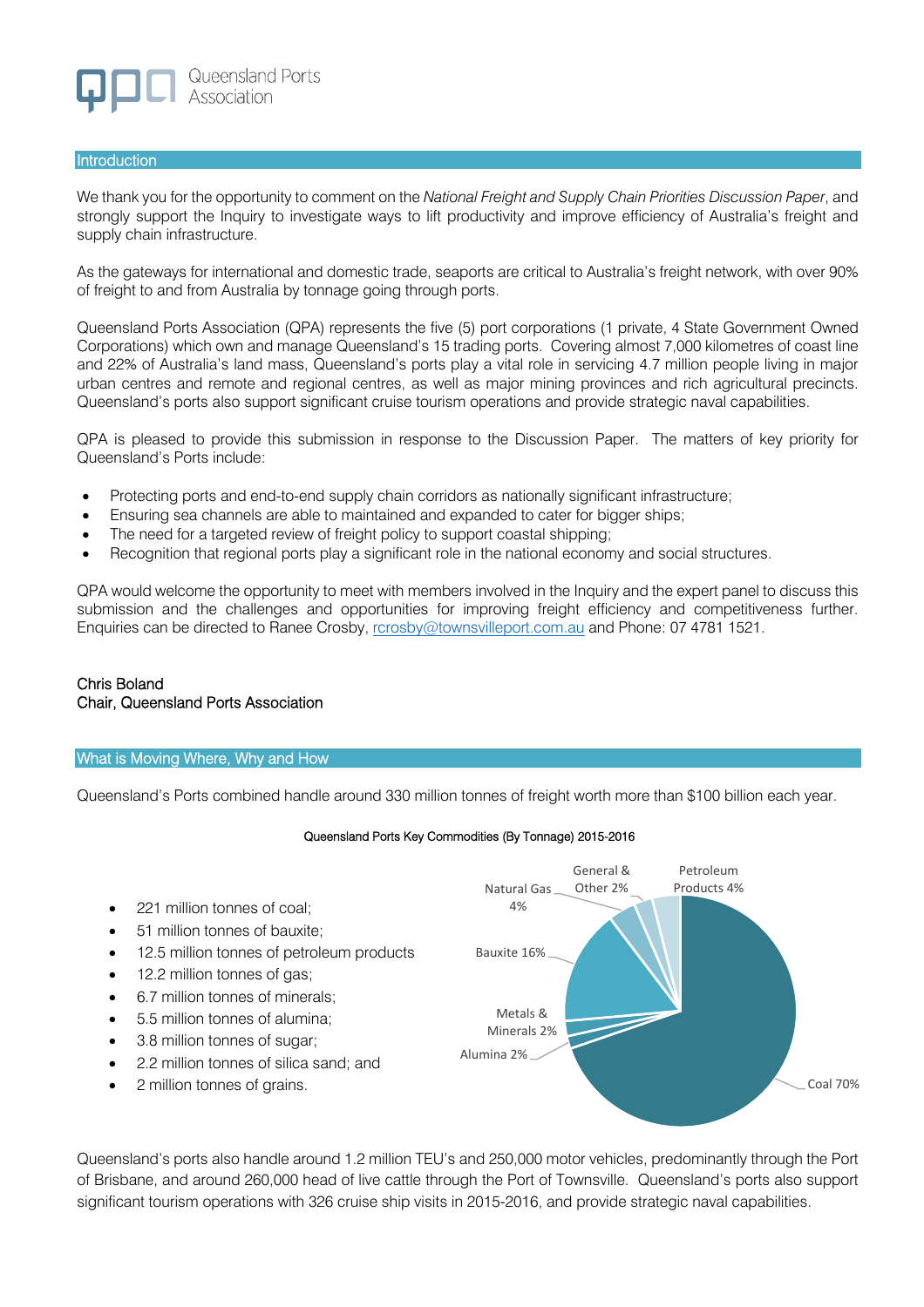Queensland Ports Association

## Introduction

We thank you for the opportunity to comment on the *National Freight and Supply Chain Priorities Discussion Paper*, and strongly support the Inquiry to investigate ways to lift productivity and improve efficiency of Australia's freight and supply chain infrastructure.

As the gateways for international and domestic trade, seaports are critical to Australia's freight network, with over 90% of freight to and from Australia by tonnage going through ports.

Queensland Ports Association (QPA) represents the five (5) port corporations (1 private, 4 State Government Owned Corporations) which own and manage Queensland's 15 trading ports. Covering almost 7,000 kilometres of coast line and 22% of Australia's land mass, Queensland's ports play a vital role in servicing 4.7 million people living in major urban centres and remote and regional centres, as well as major mining provinces and rich agricultural precincts. Queensland's ports also support significant cruise tourism operations and provide strategic naval capabilities.

QPA is pleased to provide this submission in response to the Discussion Paper. The matters of key priority for Queensland's Ports include:

- Protecting ports and end-to-end supply chain corridors as nationally significant infrastructure;
- Ensuring sea channels are able to maintained and expanded to cater for bigger ships;
- The need for a targeted review of freight policy to support coastal shipping;
- Recognition that regional ports play a significant role in the national economy and social structures.

QPA would welcome the opportunity to meet with members involved in the Inquiry and the expert panel to discuss this submission and the challenges and opportunities for improving freight efficiency and competitiveness further. Enquiries can be directed to Ranee Crosby, rcrosby@townsvilleport.com.au and Phone: 07 4781 1521.

Chris Boland
Chair, Queensland Ports Association

## What is Moving Where, Why and How

Queensland's Ports combined handle around 330 million tonnes of freight worth more than $100 billion each year.

Queensland Ports Key Commodities (By Tonnage) 2015-2016

- 221 million tonnes of coal;
- 51 million tonnes of bauxite;
- 12.5 million tonnes of petroleum products
- 12.2 million tonnes of gas;
- 6.7 million tonnes of minerals;
- 5.5 million tonnes of alumina;
- 3.8 million tonnes of sugar;
- 2.2 million tonnes of silica sand; and
- 2 million tonnes of grains.

Natural Gas 4%
General & Other 2%
Petroleum Products 4%
Bauxite 16%
Metals & Minerals 2%
Alumina 2%
Coal 70%

Queensland's ports also handle around 1.2 million TEU's and 250,000 motor vehicles, predominantly through the Port of Brisbane, and around 260,000 head of live cattle through the Port of Townsville. Queensland's ports also support significant tourism operations with 326 cruise ship visits in 2015-2016, and provide strategic naval capabilities.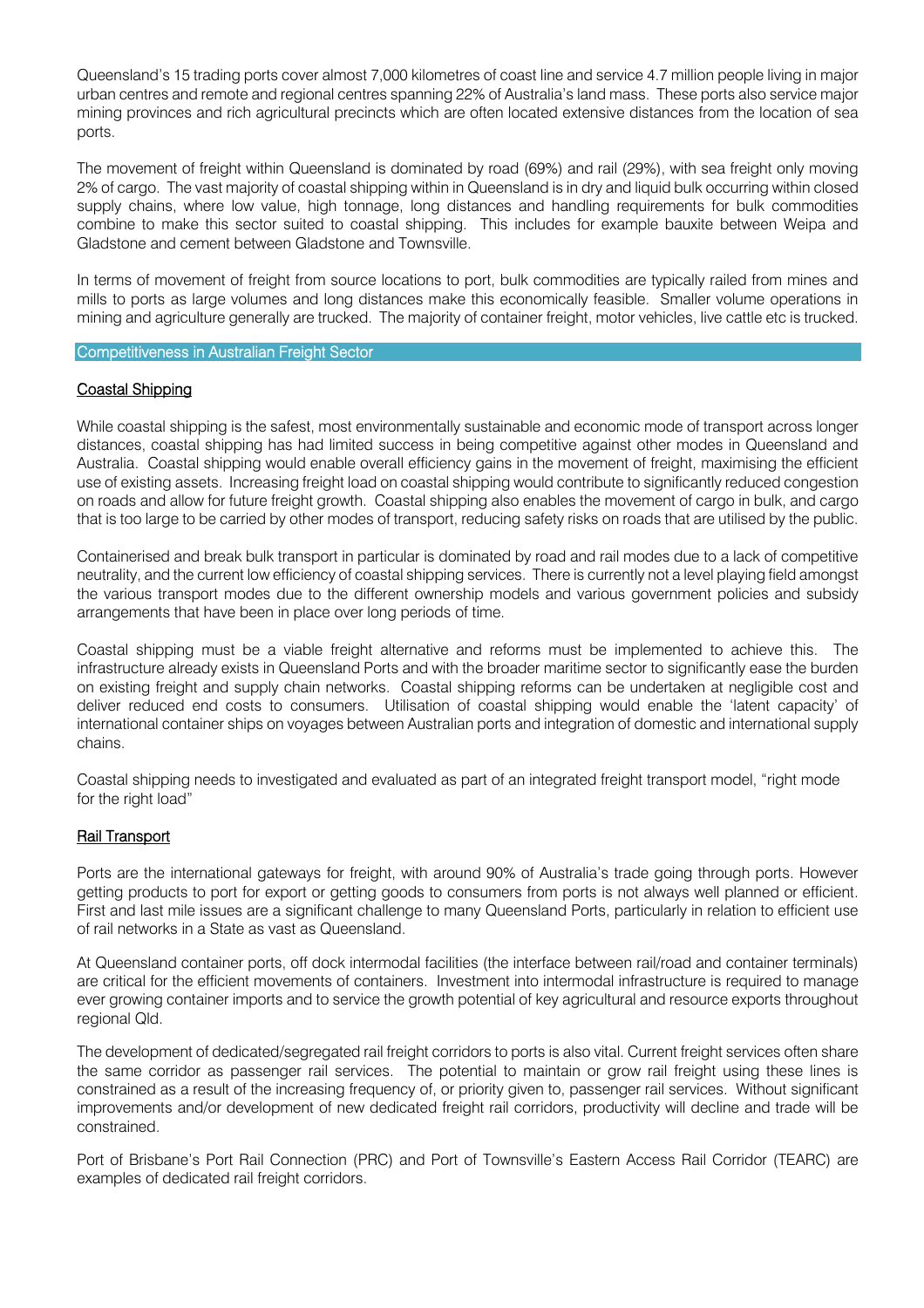Queensland's 15 trading ports cover almost 7,000 kilometres of coast line and service 4.7 million people living in major urban centres and remote and regional centres spanning 22% of Australia's land mass. These ports also service major mining provinces and rich agricultural precincts which are often located extensive distances from the location of sea ports.

The movement of freight within Queensland is dominated by road (69%) and rail (29%), with sea freight only moving 2% of cargo. The vast majority of coastal shipping within in Queensland is in dry and liquid bulk occurring within closed supply chains, where low value, high tonnage, long distances and handling requirements for bulk commodities combine to make this sector suited to coastal shipping. This includes for example bauxite between Weipa and Gladstone and cement between Gladstone and Townsville.

In terms of movement of freight from source locations to port, bulk commodities are typically railed from mines and mills to ports as large volumes and long distances make this economically feasible. Smaller volume operations in mining and agriculture generally are trucked. The majority of container freight, motor vehicles, live cattle etc is trucked.

## Competitiveness in Australian Freight Sector

### Coastal Shipping

While coastal shipping is the safest, most environmentally sustainable and economic mode of transport across longer distances, coastal shipping has had limited success in being competitive against other modes in Queensland and Australia. Coastal shipping would enable overall efficiency gains in the movement of freight, maximising the efficient use of existing assets. Increasing freight load on coastal shipping would contribute to significantly reduced congestion on roads and allow for future freight growth. Coastal shipping also enables the movement of cargo in bulk, and cargo that is too large to be carried by other modes of transport, reducing safety risks on roads that are utilised by the public.

Containerised and break bulk transport in particular is dominated by road and rail modes due to a lack of competitive neutrality, and the current low efficiency of coastal shipping services. There is currently not a level playing field amongst the various transport modes due to the different ownership models and various government policies and subsidy arrangements that have been in place over long periods of time.

Coastal shipping must be a viable freight alternative and reforms must be implemented to achieve this. The infrastructure already exists in Queensland Ports and with the broader maritime sector to significantly ease the burden on existing freight and supply chain networks. Coastal shipping reforms can be undertaken at negligible cost and deliver reduced end costs to consumers. Utilisation of coastal shipping would enable the 'latent capacity' of international container ships on voyages between Australian ports and integration of domestic and international supply chains.

Coastal shipping needs to investigated and evaluated as part of an integrated freight transport model, "right mode for the right load"

### Rail Transport

Ports are the international gateways for freight, with around 90% of Australia's trade going through ports. However getting products to port for export or getting goods to consumers from ports is not always well planned or efficient. First and last mile issues are a significant challenge to many Queensland Ports, particularly in relation to efficient use of rail networks in a State as vast as Queensland.

At Queensland container ports, off dock intermodal facilities (the interface between rail/road and container terminals) are critical for the efficient movements of containers. Investment into intermodal infrastructure is required to manage ever growing container imports and to service the growth potential of key agricultural and resource exports throughout regional Qld.

The development of dedicated/segregated rail freight corridors to ports is also vital. Current freight services often share the same corridor as passenger rail services. The potential to maintain or grow rail freight using these lines is constrained as a result of the increasing frequency of, or priority given to, passenger rail services. Without significant improvements and/or development of new dedicated freight rail corridors, productivity will decline and trade will be constrained.

Port of Brisbane's Port Rail Connection (PRC) and Port of Townsville's Eastern Access Rail Corridor (TEARC) are examples of dedicated rail freight corridors.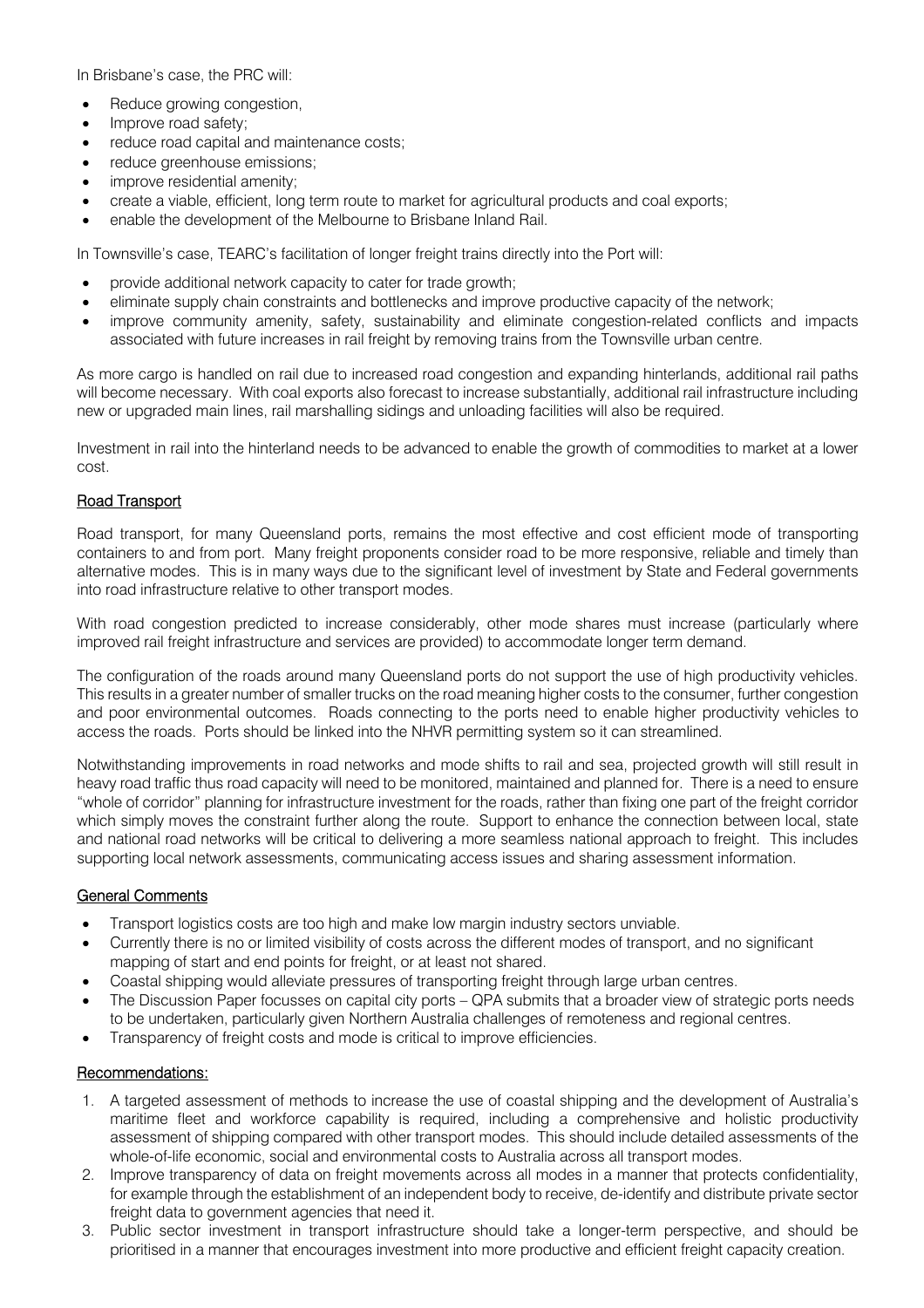In Brisbane's case, the PRC will:

- Reduce growing congestion,
- Improve road safety;
- reduce road capital and maintenance costs;
- reduce greenhouse emissions;
- improve residential amenity;
- create a viable, efficient, long term route to market for agricultural products and coal exports;
- enable the development of the Melbourne to Brisbane Inland Rail.

In Townsville's case, TEARC's facilitation of longer freight trains directly into the Port will:

- provide additional network capacity to cater for trade growth;
- eliminate supply chain constraints and bottlenecks and improve productive capacity of the network;
- improve community amenity, safety, sustainability and eliminate congestion-related conflicts and impacts associated with future increases in rail freight by removing trains from the Townsville urban centre.

As more cargo is handled on rail due to increased road congestion and expanding hinterlands, additional rail paths will become necessary. With coal exports also forecast to increase substantially, additional rail infrastructure including new or upgraded main lines, rail marshalling sidings and unloading facilities will also be required.

Investment in rail into the hinterland needs to be advanced to enable the growth of commodities to market at a lower cost.

## Road Transport

Road transport, for many Queensland ports, remains the most effective and cost efficient mode of transporting containers to and from port. Many freight proponents consider road to be more responsive, reliable and timely than alternative modes. This is in many ways due to the significant level of investment by State and Federal governments into road infrastructure relative to other transport modes.

With road congestion predicted to increase considerably, other mode shares must increase (particularly where improved rail freight infrastructure and services are provided) to accommodate longer term demand.

The configuration of the roads around many Queensland ports do not support the use of high productivity vehicles. This results in a greater number of smaller trucks on the road meaning higher costs to the consumer, further congestion and poor environmental outcomes. Roads connecting to the ports need to enable higher productivity vehicles to access the roads. Ports should be linked into the NHVR permitting system so it can streamlined.

Notwithstanding improvements in road networks and mode shifts to rail and sea, projected growth will still result in heavy road traffic thus road capacity will need to be monitored, maintained and planned for. There is a need to ensure "whole of corridor" planning for infrastructure investment for the roads, rather than fixing one part of the freight corridor which simply moves the constraint further along the route. Support to enhance the connection between local, state and national road networks will be critical to delivering a more seamless national approach to freight. This includes supporting local network assessments, communicating access issues and sharing assessment information.

## General Comments

- Transport logistics costs are too high and make low margin industry sectors unviable.
- Currently there is no or limited visibility of costs across the different modes of transport, and no significant mapping of start and end points for freight, or at least not shared.
- Coastal shipping would alleviate pressures of transporting freight through large urban centres.
- The Discussion Paper focusses on capital city ports – QPA submits that a broader view of strategic ports needs to be undertaken, particularly given Northern Australia challenges of remoteness and regional centres.
- Transparency of freight costs and mode is critical to improve efficiencies.

## Recommendations:

1. A targeted assessment of methods to increase the use of coastal shipping and the development of Australia's maritime fleet and workforce capability is required, including a comprehensive and holistic productivity assessment of shipping compared with other transport modes. This should include detailed assessments of the whole-of-life economic, social and environmental costs to Australia across all transport modes.
2. Improve transparency of data on freight movements across all modes in a manner that protects confidentiality, for example through the establishment of an independent body to receive, de-identify and distribute private sector freight data to government agencies that need it.
3. Public sector investment in transport infrastructure should take a longer-term perspective, and should be prioritised in a manner that encourages investment into more productive and efficient freight capacity creation.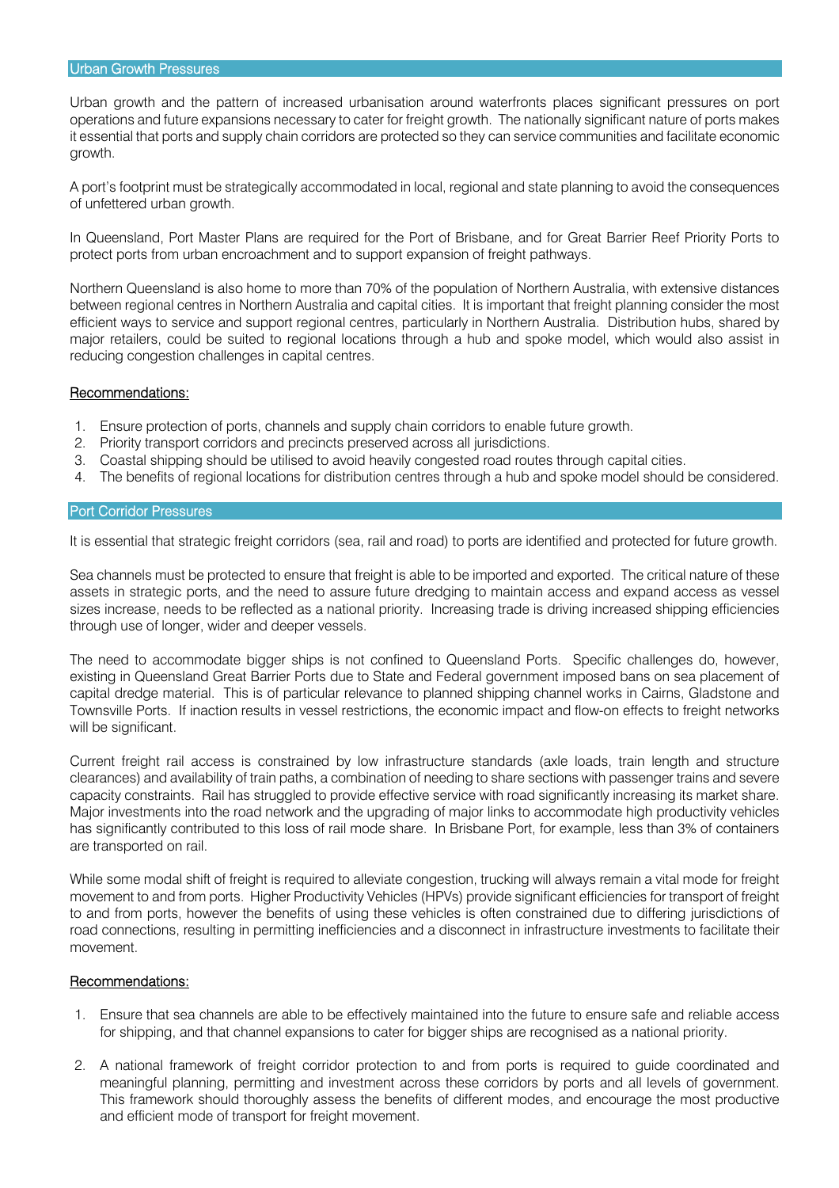## Urban Growth Pressures

Urban growth and the pattern of increased urbanisation around waterfronts places significant pressures on port operations and future expansions necessary to cater for freight growth. The nationally significant nature of ports makes it essential that ports and supply chain corridors are protected so they can service communities and facilitate economic growth.

A port's footprint must be strategically accommodated in local, regional and state planning to avoid the consequences of unfettered urban growth.

In Queensland, Port Master Plans are required for the Port of Brisbane, and for Great Barrier Reef Priority Ports to protect ports from urban encroachment and to support expansion of freight pathways.

Northern Queensland is also home to more than 70% of the population of Northern Australia, with extensive distances between regional centres in Northern Australia and capital cities. It is important that freight planning consider the most efficient ways to service and support regional centres, particularly in Northern Australia. Distribution hubs, shared by major retailers, could be suited to regional locations through a hub and spoke model, which would also assist in reducing congestion challenges in capital centres.

<u>Recommendations:</u>

1. Ensure protection of ports, channels and supply chain corridors to enable future growth.
2. Priority transport corridors and precincts preserved across all jurisdictions.
3. Coastal shipping should be utilised to avoid heavily congested road routes through capital cities.
4. The benefits of regional locations for distribution centres through a hub and spoke model should be considered.

## Port Corridor Pressures

It is essential that strategic freight corridors (sea, rail and road) to ports are identified and protected for future growth.

Sea channels must be protected to ensure that freight is able to be imported and exported. The critical nature of these assets in strategic ports, and the need to assure future dredging to maintain access and expand access as vessel sizes increase, needs to be reflected as a national priority. Increasing trade is driving increased shipping efficiencies through use of longer, wider and deeper vessels.

The need to accommodate bigger ships is not confined to Queensland Ports. Specific challenges do, however, existing in Queensland Great Barrier Ports due to State and Federal government imposed bans on sea placement of capital dredge material. This is of particular relevance to planned shipping channel works in Cairns, Gladstone and Townsville Ports. If inaction results in vessel restrictions, the economic impact and flow-on effects to freight networks will be significant.

Current freight rail access is constrained by low infrastructure standards (axle loads, train length and structure clearances) and availability of train paths, a combination of needing to share sections with passenger trains and severe capacity constraints. Rail has struggled to provide effective service with road significantly increasing its market share. Major investments into the road network and the upgrading of major links to accommodate high productivity vehicles has significantly contributed to this loss of rail mode share. In Brisbane Port, for example, less than 3% of containers are transported on rail.

While some modal shift of freight is required to alleviate congestion, trucking will always remain a vital mode for freight movement to and from ports. Higher Productivity Vehicles (HPVs) provide significant efficiencies for transport of freight to and from ports, however the benefits of using these vehicles is often constrained due to differing jurisdictions of road connections, resulting in permitting inefficiencies and a disconnect in infrastructure investments to facilitate their movement.

<u>Recommendations:</u>

1. Ensure that sea channels are able to be effectively maintained into the future to ensure safe and reliable access for shipping, and that channel expansions to cater for bigger ships are recognised as a national priority.
2. A national framework of freight corridor protection to and from ports is required to guide coordinated and meaningful planning, permitting and investment across these corridors by ports and all levels of government. This framework should thoroughly assess the benefits of different modes, and encourage the most productive and efficient mode of transport for freight movement.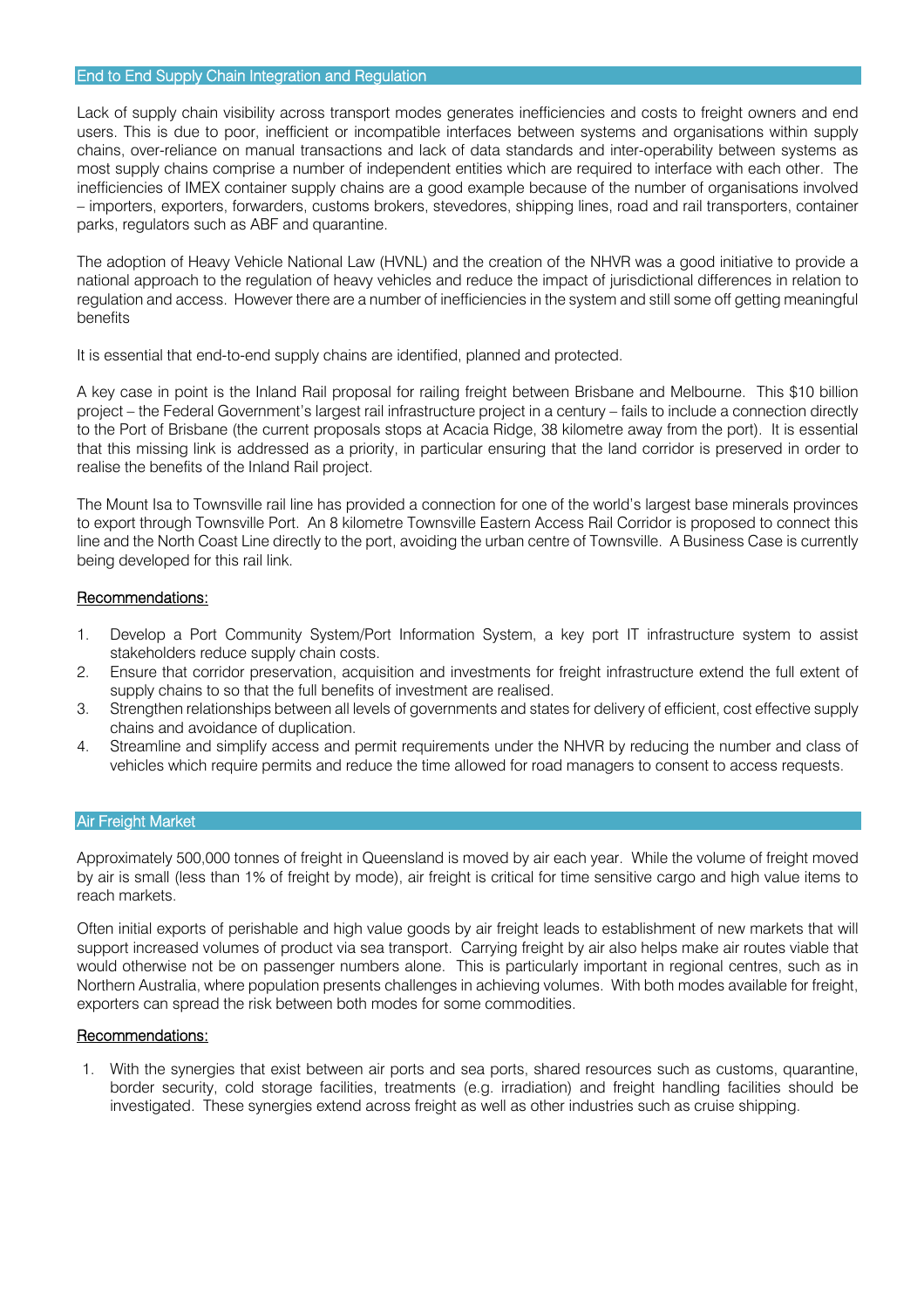## End to End Supply Chain Integration and Regulation

Lack of supply chain visibility across transport modes generates inefficiencies and costs to freight owners and end users. This is due to poor, inefficient or incompatible interfaces between systems and organisations within supply chains, over-reliance on manual transactions and lack of data standards and inter-operability between systems as most supply chains comprise a number of independent entities which are required to interface with each other. The inefficiencies of IMEX container supply chains are a good example because of the number of organisations involved – importers, exporters, forwarders, customs brokers, stevedores, shipping lines, road and rail transporters, container parks, regulators such as ABF and quarantine.

The adoption of Heavy Vehicle National Law (HVNL) and the creation of the NHVR was a good initiative to provide a national approach to the regulation of heavy vehicles and reduce the impact of jurisdictional differences in relation to regulation and access. However there are a number of inefficiencies in the system and still some off getting meaningful benefits

It is essential that end-to-end supply chains are identified, planned and protected.

A key case in point is the Inland Rail proposal for railing freight between Brisbane and Melbourne. This $10 billion project – the Federal Government's largest rail infrastructure project in a century – fails to include a connection directly to the Port of Brisbane (the current proposals stops at Acacia Ridge, 38 kilometre away from the port). It is essential that this missing link is addressed as a priority, in particular ensuring that the land corridor is preserved in order to realise the benefits of the Inland Rail project.

The Mount Isa to Townsville rail line has provided a connection for one of the world's largest base minerals provinces to export through Townsville Port. An 8 kilometre Townsville Eastern Access Rail Corridor is proposed to connect this line and the North Coast Line directly to the port, avoiding the urban centre of Townsville. A Business Case is currently being developed for this rail link.

**Recommendations:**

1. Develop a Port Community System/Port Information System, a key port IT infrastructure system to assist stakeholders reduce supply chain costs.
2. Ensure that corridor preservation, acquisition and investments for freight infrastructure extend the full extent of supply chains to so that the full benefits of investment are realised.
3. Strengthen relationships between all levels of governments and states for delivery of efficient, cost effective supply chains and avoidance of duplication.
4. Streamline and simplify access and permit requirements under the NHVR by reducing the number and class of vehicles which require permits and reduce the time allowed for road managers to consent to access requests.

## Air Freight Market

Approximately 500,000 tonnes of freight in Queensland is moved by air each year. While the volume of freight moved by air is small (less than 1% of freight by mode), air freight is critical for time sensitive cargo and high value items to reach markets.

Often initial exports of perishable and high value goods by air freight leads to establishment of new markets that will support increased volumes of product via sea transport. Carrying freight by air also helps make air routes viable that would otherwise not be on passenger numbers alone. This is particularly important in regional centres, such as in Northern Australia, where population presents challenges in achieving volumes. With both modes available for freight, exporters can spread the risk between both modes for some commodities.

**Recommendations:**

1. With the synergies that exist between air ports and sea ports, shared resources such as customs, quarantine, border security, cold storage facilities, treatments (e.g. irradiation) and freight handling facilities should be investigated. These synergies extend across freight as well as other industries such as cruise shipping.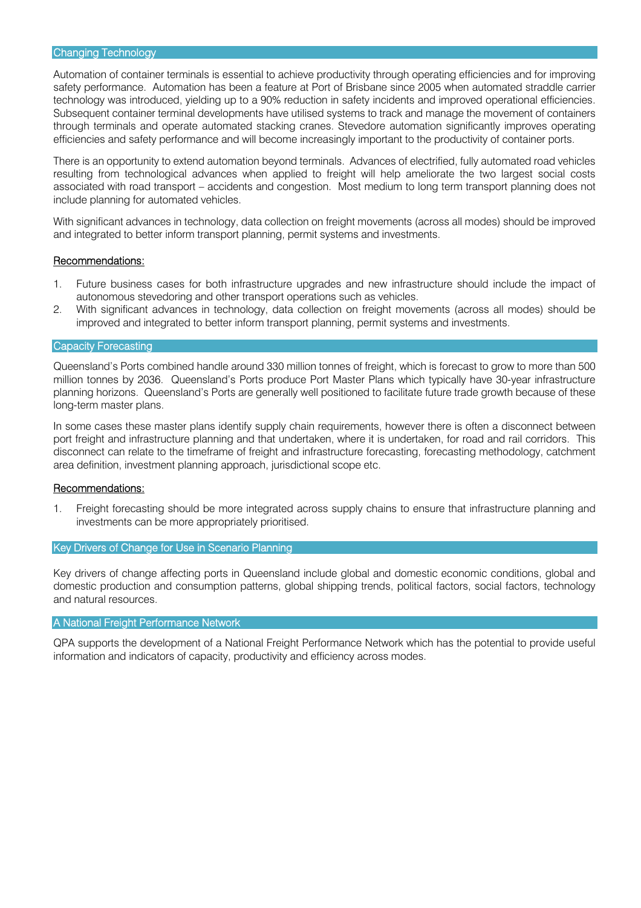## Changing Technology

Automation of container terminals is essential to achieve productivity through operating efficiencies and for improving safety performance. Automation has been a feature at Port of Brisbane since 2005 when automated straddle carrier technology was introduced, yielding up to a 90% reduction in safety incidents and improved operational efficiencies. Subsequent container terminal developments have utilised systems to track and manage the movement of containers through terminals and operate automated stacking cranes. Stevedore automation significantly improves operating efficiencies and safety performance and will become increasingly important to the productivity of container ports.

There is an opportunity to extend automation beyond terminals. Advances of electrified, fully automated road vehicles resulting from technological advances when applied to freight will help ameliorate the two largest social costs associated with road transport – accidents and congestion. Most medium to long term transport planning does not include planning for automated vehicles.

With significant advances in technology, data collection on freight movements (across all modes) should be improved and integrated to better inform transport planning, permit systems and investments.

<u>Recommendations:</u>

1. Future business cases for both infrastructure upgrades and new infrastructure should include the impact of autonomous stevedoring and other transport operations such as vehicles.
2. With significant advances in technology, data collection on freight movements (across all modes) should be improved and integrated to better inform transport planning, permit systems and investments.

## Capacity Forecasting

Queensland's Ports combined handle around 330 million tonnes of freight, which is forecast to grow to more than 500 million tonnes by 2036. Queensland's Ports produce Port Master Plans which typically have 30-year infrastructure planning horizons. Queensland's Ports are generally well positioned to facilitate future trade growth because of these long-term master plans.

In some cases these master plans identify supply chain requirements, however there is often a disconnect between port freight and infrastructure planning and that undertaken, where it is undertaken, for road and rail corridors. This disconnect can relate to the timeframe of freight and infrastructure forecasting, forecasting methodology, catchment area definition, investment planning approach, jurisdictional scope etc.

<u>Recommendations:</u>

1. Freight forecasting should be more integrated across supply chains to ensure that infrastructure planning and investments can be more appropriately prioritised.

## Key Drivers of Change for Use in Scenario Planning

Key drivers of change affecting ports in Queensland include global and domestic economic conditions, global and domestic production and consumption patterns, global shipping trends, political factors, social factors, technology and natural resources.

## A National Freight Performance Network

QPA supports the development of a National Freight Performance Network which has the potential to provide useful information and indicators of capacity, productivity and efficiency across modes.